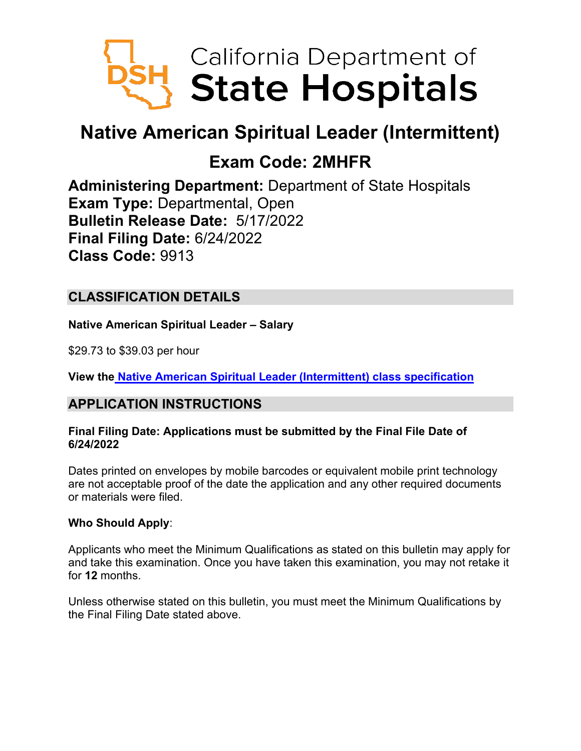California Department of State Hospitals

# Native American Spiritual Leader (Intermittent)

## Exam Code: 2MHFR

**Administering Department:** Department of State Hospitals
**Exam Type:** Departmental, Open
**Bulletin Release Date:** 5/17/2022
**Final Filing Date:** 6/24/2022
**Class Code:** 9913

## CLASSIFICATION DETAILS

**Native American Spiritual Leader – Salary**

$29.73 to $39.03 per hour

**View the Native American Spiritual Leader (Intermittent) class specification**

## APPLICATION INSTRUCTIONS

**Final Filing Date: Applications must be submitted by the Final File Date of 6/24/2022**

Dates printed on envelopes by mobile barcodes or equivalent mobile print technology are not acceptable proof of the date the application and any other required documents or materials were filed.

**Who Should Apply**:

Applicants who meet the Minimum Qualifications as stated on this bulletin may apply for and take this examination. Once you have taken this examination, you may not retake it for **12** months.

Unless otherwise stated on this bulletin, you must meet the Minimum Qualifications by the Final Filing Date stated above.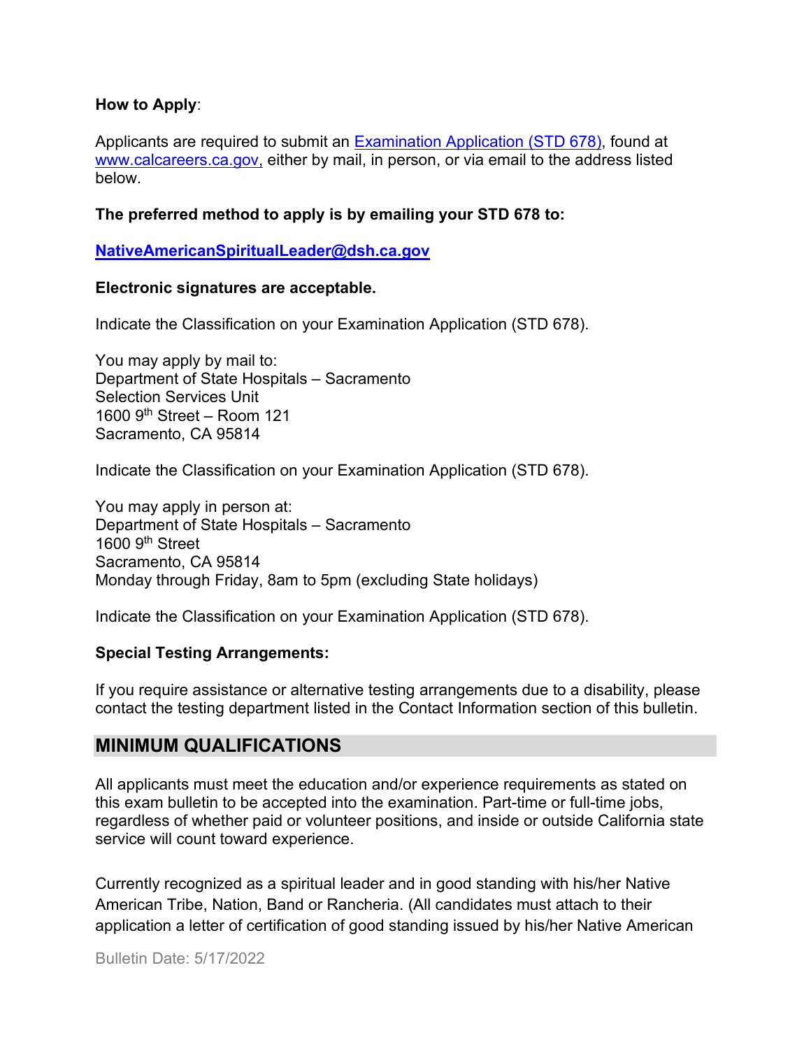**How to Apply**:

Applicants are required to submit an Examination Application (STD 678), found at www.calcareers.ca.gov, either by mail, in person, or via email to the address listed below.

**The preferred method to apply is by emailing your STD 678 to:**

**NativeAmericanSpiritualLeader@dsh.ca.gov**

**Electronic signatures are acceptable.**

Indicate the Classification on your Examination Application (STD 678).

You may apply by mail to:
Department of State Hospitals – Sacramento
Selection Services Unit
1600 9th Street – Room 121
Sacramento, CA 95814

Indicate the Classification on your Examination Application (STD 678).

You may apply in person at:
Department of State Hospitals – Sacramento
1600 9th Street
Sacramento, CA 95814
Monday through Friday, 8am to 5pm (excluding State holidays)

Indicate the Classification on your Examination Application (STD 678).

**Special Testing Arrangements:**

If you require assistance or alternative testing arrangements due to a disability, please contact the testing department listed in the Contact Information section of this bulletin.

## MINIMUM QUALIFICATIONS

All applicants must meet the education and/or experience requirements as stated on this exam bulletin to be accepted into the examination. Part-time or full-time jobs, regardless of whether paid or volunteer positions, and inside or outside California state service will count toward experience.

Currently recognized as a spiritual leader and in good standing with his/her Native American Tribe, Nation, Band or Rancheria. (All candidates must attach to their application a letter of certification of good standing issued by his/her Native American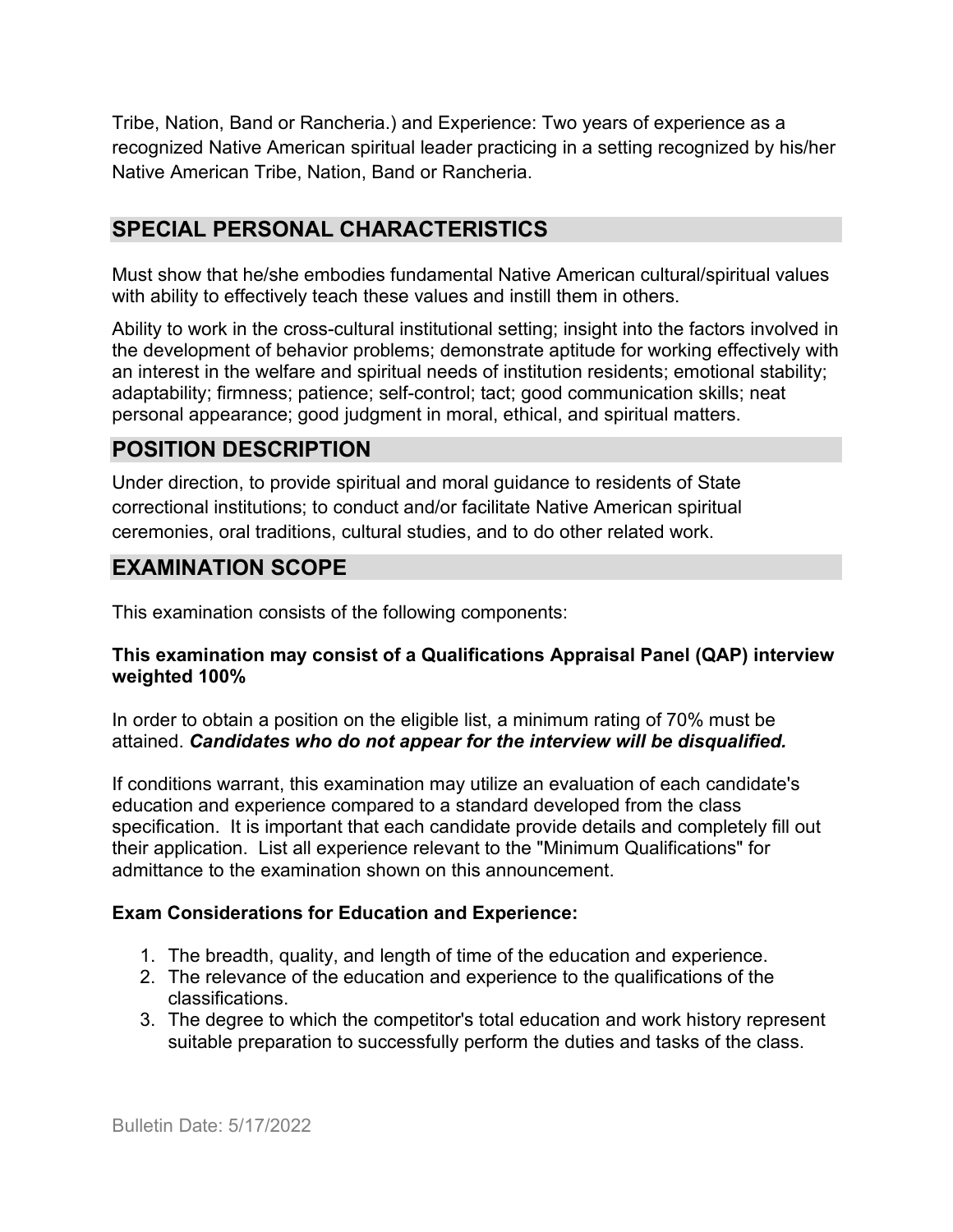Tribe, Nation, Band or Rancheria.) and Experience: Two years of experience as a recognized Native American spiritual leader practicing in a setting recognized by his/her Native American Tribe, Nation, Band or Rancheria.

## SPECIAL PERSONAL CHARACTERISTICS

Must show that he/she embodies fundamental Native American cultural/spiritual values with ability to effectively teach these values and instill them in others.

Ability to work in the cross-cultural institutional setting; insight into the factors involved in the development of behavior problems; demonstrate aptitude for working effectively with an interest in the welfare and spiritual needs of institution residents; emotional stability; adaptability; firmness; patience; self-control; tact; good communication skills; neat personal appearance; good judgment in moral, ethical, and spiritual matters.

## POSITION DESCRIPTION

Under direction, to provide spiritual and moral guidance to residents of State correctional institutions; to conduct and/or facilitate Native American spiritual ceremonies, oral traditions, cultural studies, and to do other related work.

## EXAMINATION SCOPE

This examination consists of the following components:

**This examination may consist of a Qualifications Appraisal Panel (QAP) interview weighted 100%**

In order to obtain a position on the eligible list, a minimum rating of 70% must be attained. ***Candidates who do not appear for the interview will be disqualified.***

If conditions warrant, this examination may utilize an evaluation of each candidate's education and experience compared to a standard developed from the class specification. It is important that each candidate provide details and completely fill out their application. List all experience relevant to the "Minimum Qualifications" for admittance to the examination shown on this announcement.

**Exam Considerations for Education and Experience:**

1. The breadth, quality, and length of time of the education and experience.
2. The relevance of the education and experience to the qualifications of the classifications.
3. The degree to which the competitor's total education and work history represent suitable preparation to successfully perform the duties and tasks of the class.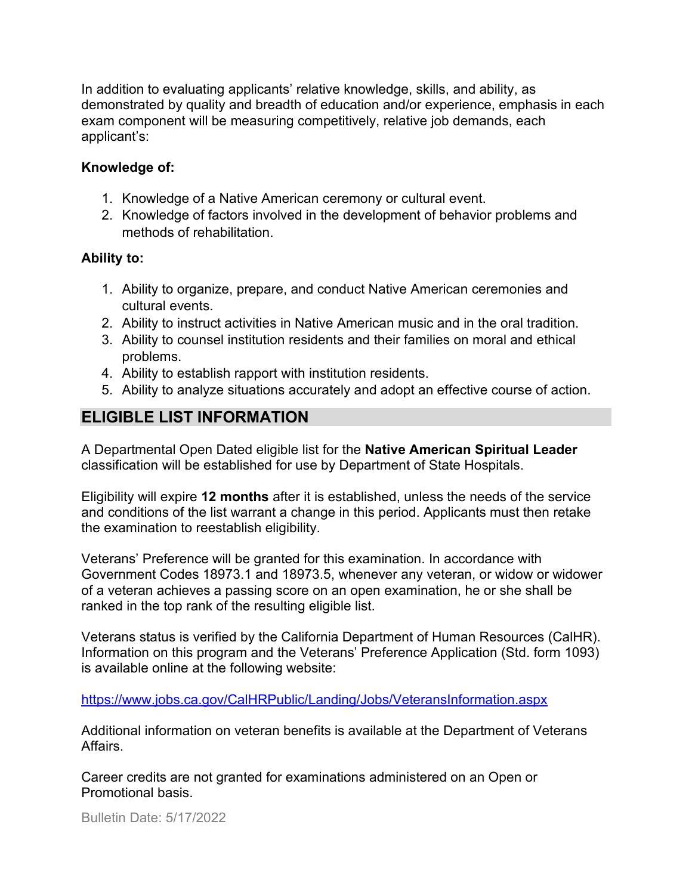In addition to evaluating applicants' relative knowledge, skills, and ability, as demonstrated by quality and breadth of education and/or experience, emphasis in each exam component will be measuring competitively, relative job demands, each applicant's:

**Knowledge of:**

1. Knowledge of a Native American ceremony or cultural event.
2. Knowledge of factors involved in the development of behavior problems and methods of rehabilitation.

**Ability to:**

1. Ability to organize, prepare, and conduct Native American ceremonies and cultural events.
2. Ability to instruct activities in Native American music and in the oral tradition.
3. Ability to counsel institution residents and their families on moral and ethical problems.
4. Ability to establish rapport with institution residents.
5. Ability to analyze situations accurately and adopt an effective course of action.

## ELIGIBLE LIST INFORMATION

A Departmental Open Dated eligible list for the **Native American Spiritual Leader** classification will be established for use by Department of State Hospitals.

Eligibility will expire **12 months** after it is established, unless the needs of the service and conditions of the list warrant a change in this period. Applicants must then retake the examination to reestablish eligibility.

Veterans' Preference will be granted for this examination. In accordance with Government Codes 18973.1 and 18973.5, whenever any veteran, or widow or widower of a veteran achieves a passing score on an open examination, he or she shall be ranked in the top rank of the resulting eligible list.

Veterans status is verified by the California Department of Human Resources (CalHR). Information on this program and the Veterans' Preference Application (Std. form 1093) is available online at the following website:

https://www.jobs.ca.gov/CalHRPublic/Landing/Jobs/VeteransInformation.aspx

Additional information on veteran benefits is available at the Department of Veterans Affairs.

Career credits are not granted for examinations administered on an Open or Promotional basis.

Bulletin Date: 5/17/2022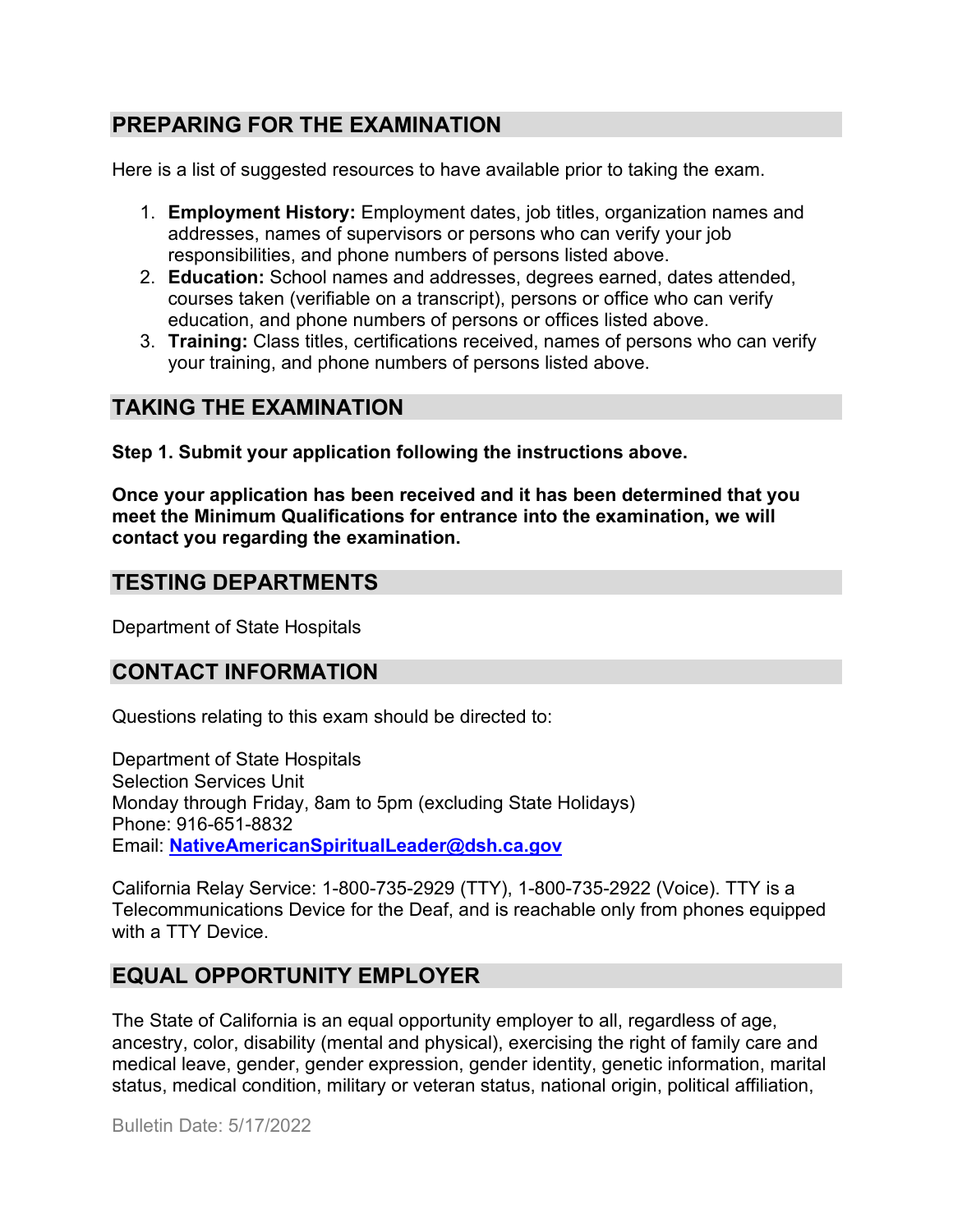## PREPARING FOR THE EXAMINATION

Here is a list of suggested resources to have available prior to taking the exam.

1. **Employment History:** Employment dates, job titles, organization names and addresses, names of supervisors or persons who can verify your job responsibilities, and phone numbers of persons listed above.
2. **Education:** School names and addresses, degrees earned, dates attended, courses taken (verifiable on a transcript), persons or office who can verify education, and phone numbers of persons or offices listed above.
3. **Training:** Class titles, certifications received, names of persons who can verify your training, and phone numbers of persons listed above.

## TAKING THE EXAMINATION

**Step 1. Submit your application following the instructions above.**

**Once your application has been received and it has been determined that you meet the Minimum Qualifications for entrance into the examination, we will contact you regarding the examination.**

## TESTING DEPARTMENTS

Department of State Hospitals

## CONTACT INFORMATION

Questions relating to this exam should be directed to:

Department of State Hospitals
Selection Services Unit
Monday through Friday, 8am to 5pm (excluding State Holidays)
Phone: 916-651-8832
Email: **NativeAmericanSpiritualLeader@dsh.ca.gov**

California Relay Service: 1-800-735-2929 (TTY), 1-800-735-2922 (Voice). TTY is a Telecommunications Device for the Deaf, and is reachable only from phones equipped with a TTY Device.

## EQUAL OPPORTUNITY EMPLOYER

The State of California is an equal opportunity employer to all, regardless of age, ancestry, color, disability (mental and physical), exercising the right of family care and medical leave, gender, gender expression, gender identity, genetic information, marital status, medical condition, military or veteran status, national origin, political affiliation,

Bulletin Date: 5/17/2022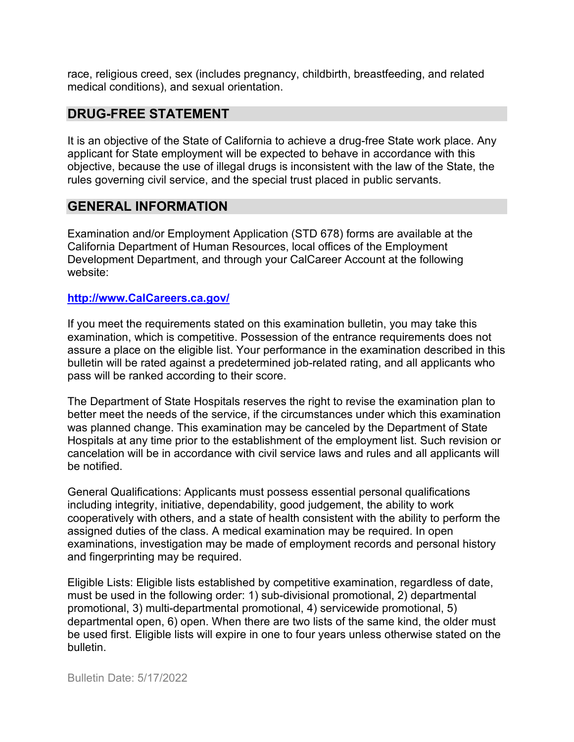race, religious creed, sex (includes pregnancy, childbirth, breastfeeding, and related medical conditions), and sexual orientation.

## DRUG-FREE STATEMENT

It is an objective of the State of California to achieve a drug-free State work place. Any applicant for State employment will be expected to behave in accordance with this objective, because the use of illegal drugs is inconsistent with the law of the State, the rules governing civil service, and the special trust placed in public servants.

## GENERAL INFORMATION

Examination and/or Employment Application (STD 678) forms are available at the California Department of Human Resources, local offices of the Employment Development Department, and through your CalCareer Account at the following website:

**[http://www.CalCareers.ca.gov/](http://www.CalCareers.ca.gov/)**

If you meet the requirements stated on this examination bulletin, you may take this examination, which is competitive. Possession of the entrance requirements does not assure a place on the eligible list. Your performance in the examination described in this bulletin will be rated against a predetermined job-related rating, and all applicants who pass will be ranked according to their score.

The Department of State Hospitals reserves the right to revise the examination plan to better meet the needs of the service, if the circumstances under which this examination was planned change. This examination may be canceled by the Department of State Hospitals at any time prior to the establishment of the employment list. Such revision or cancelation will be in accordance with civil service laws and rules and all applicants will be notified.

General Qualifications: Applicants must possess essential personal qualifications including integrity, initiative, dependability, good judgement, the ability to work cooperatively with others, and a state of health consistent with the ability to perform the assigned duties of the class. A medical examination may be required. In open examinations, investigation may be made of employment records and personal history and fingerprinting may be required.

Eligible Lists: Eligible lists established by competitive examination, regardless of date, must be used in the following order: 1) sub-divisional promotional, 2) departmental promotional, 3) multi-departmental promotional, 4) servicewide promotional, 5) departmental open, 6) open. When there are two lists of the same kind, the older must be used first. Eligible lists will expire in one to four years unless otherwise stated on the bulletin.

Bulletin Date: 5/17/2022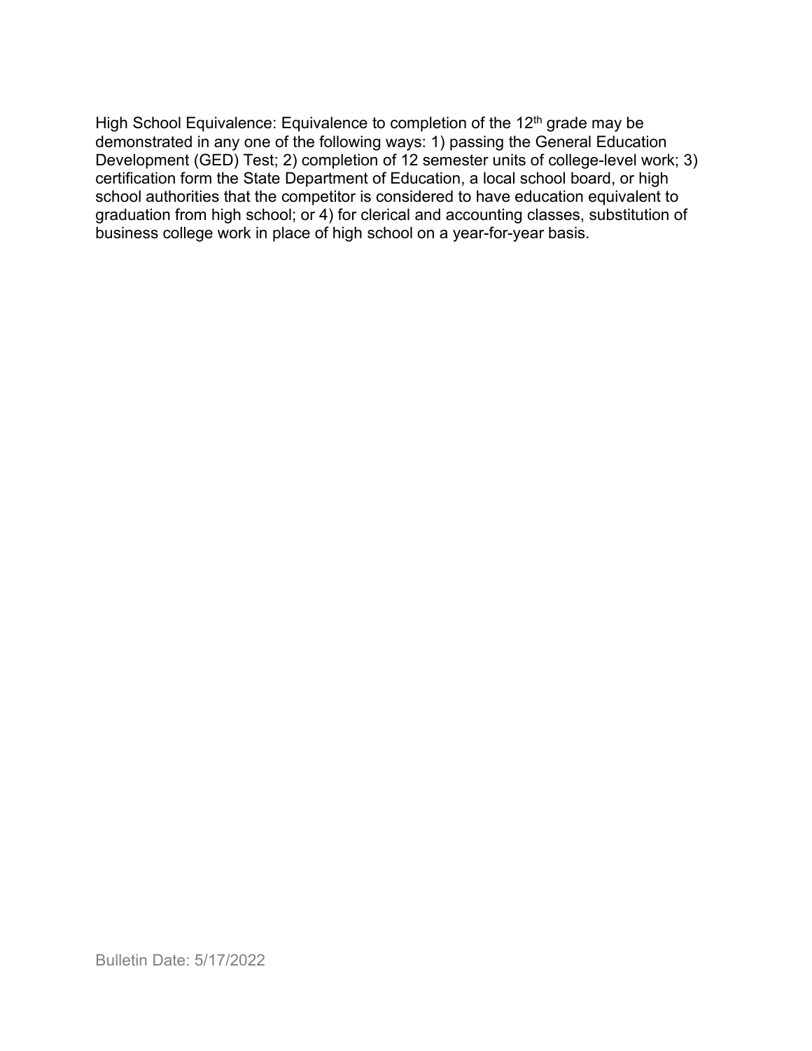High School Equivalence: Equivalence to completion of the 12th grade may be demonstrated in any one of the following ways: 1) passing the General Education Development (GED) Test; 2) completion of 12 semester units of college-level work; 3) certification form the State Department of Education, a local school board, or high school authorities that the competitor is considered to have education equivalent to graduation from high school; or 4) for clerical and accounting classes, substitution of business college work in place of high school on a year-for-year basis.

Bulletin Date: 5/17/2022